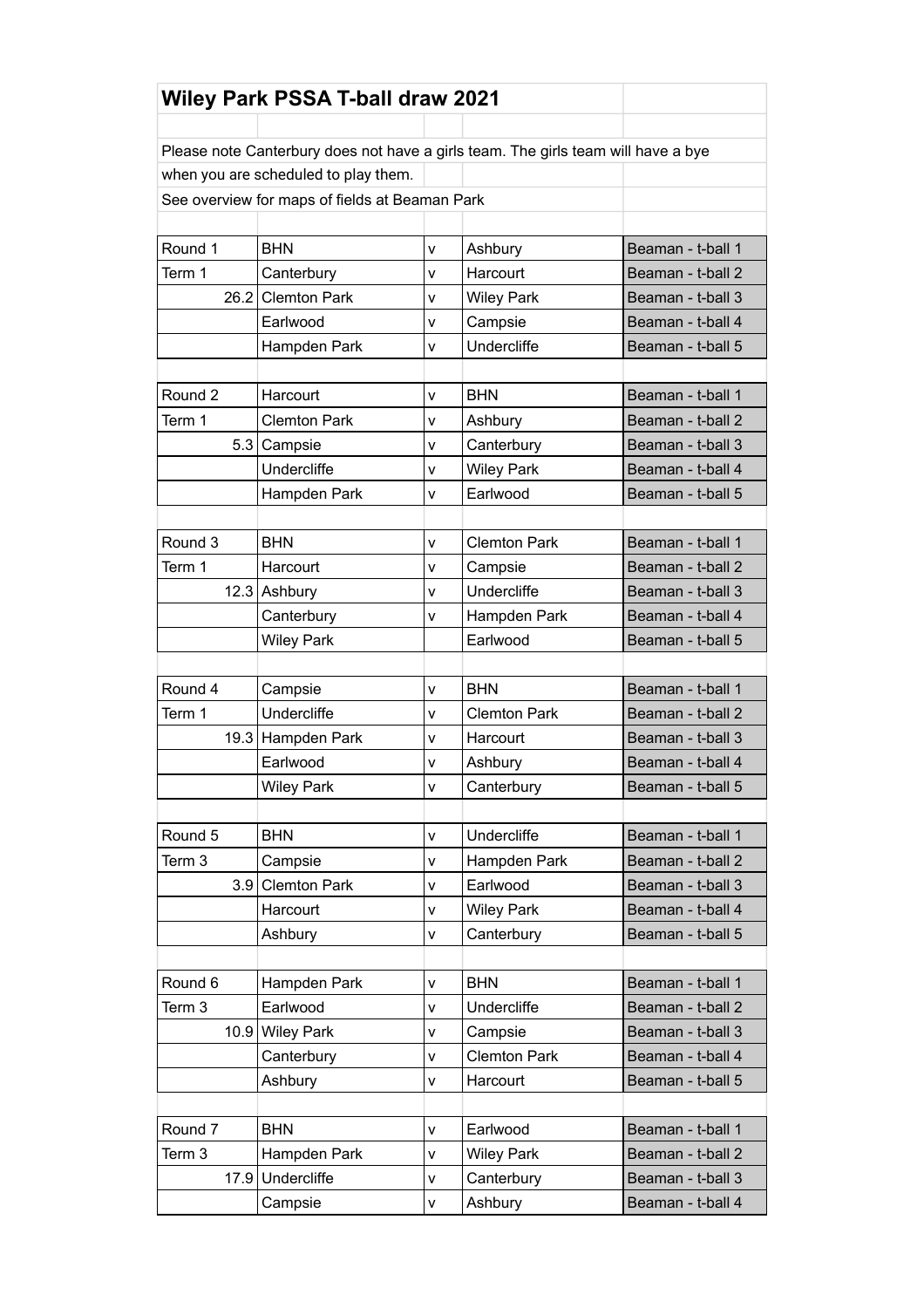# Wiley Park PSSA T-ball draw 2021

Please note Canterbury does not have a girls team. The girls team will have a bye when you are scheduled to play them.

See overview for maps of fields at Beaman Park

| | | | | |
|---|---|---|---|---|
| Round 1 | BHN | v | Ashbury | Beaman - t-ball 1 |
| Term 1 | Canterbury | v | Harcourt | Beaman - t-ball 2 |
| 26.2 | Clemton Park | v | Wiley Park | Beaman - t-ball 3 |
| | Earlwood | v | Campsie | Beaman - t-ball 4 |
| | Hampden Park | v | Undercliffe | Beaman - t-ball 5 |
| | | | | |
| Round 2 | Harcourt | v | BHN | Beaman - t-ball 1 |
| Term 1 | Clemton Park | v | Ashbury | Beaman - t-ball 2 |
| 5.3 | Campsie | v | Canterbury | Beaman - t-ball 3 |
| | Undercliffe | v | Wiley Park | Beaman - t-ball 4 |
| | Hampden Park | v | Earlwood | Beaman - t-ball 5 |
| | | | | |
| Round 3 | BHN | v | Clemton Park | Beaman - t-ball 1 |
| Term 1 | Harcourt | v | Campsie | Beaman - t-ball 2 |
| 12.3 | Ashbury | v | Undercliffe | Beaman - t-ball 3 |
| | Canterbury | v | Hampden Park | Beaman - t-ball 4 |
| | Wiley Park | | Earlwood | Beaman - t-ball 5 |
| | | | | |
| Round 4 | Campsie | v | BHN | Beaman - t-ball 1 |
| Term 1 | Undercliffe | v | Clemton Park | Beaman - t-ball 2 |
| 19.3 | Hampden Park | v | Harcourt | Beaman - t-ball 3 |
| | Earlwood | v | Ashbury | Beaman - t-ball 4 |
| | Wiley Park | v | Canterbury | Beaman - t-ball 5 |
| | | | | |
| Round 5 | BHN | v | Undercliffe | Beaman - t-ball 1 |
| Term 3 | Campsie | v | Hampden Park | Beaman - t-ball 2 |
| 3.9 | Clemton Park | v | Earlwood | Beaman - t-ball 3 |
| | Harcourt | v | Wiley Park | Beaman - t-ball 4 |
| | Ashbury | v | Canterbury | Beaman - t-ball 5 |
| | | | | |
| Round 6 | Hampden Park | v | BHN | Beaman - t-ball 1 |
| Term 3 | Earlwood | v | Undercliffe | Beaman - t-ball 2 |
| 10.9 | Wiley Park | v | Campsie | Beaman - t-ball 3 |
| | Canterbury | v | Clemton Park | Beaman - t-ball 4 |
| | Ashbury | v | Harcourt | Beaman - t-ball 5 |
| | | | | |
| Round 7 | BHN | v | Earlwood | Beaman - t-ball 1 |
| Term 3 | Hampden Park | v | Wiley Park | Beaman - t-ball 2 |
| 17.9 | Undercliffe | v | Canterbury | Beaman - t-ball 3 |
| | Campsie | v | Ashbury | Beaman - t-ball 4 |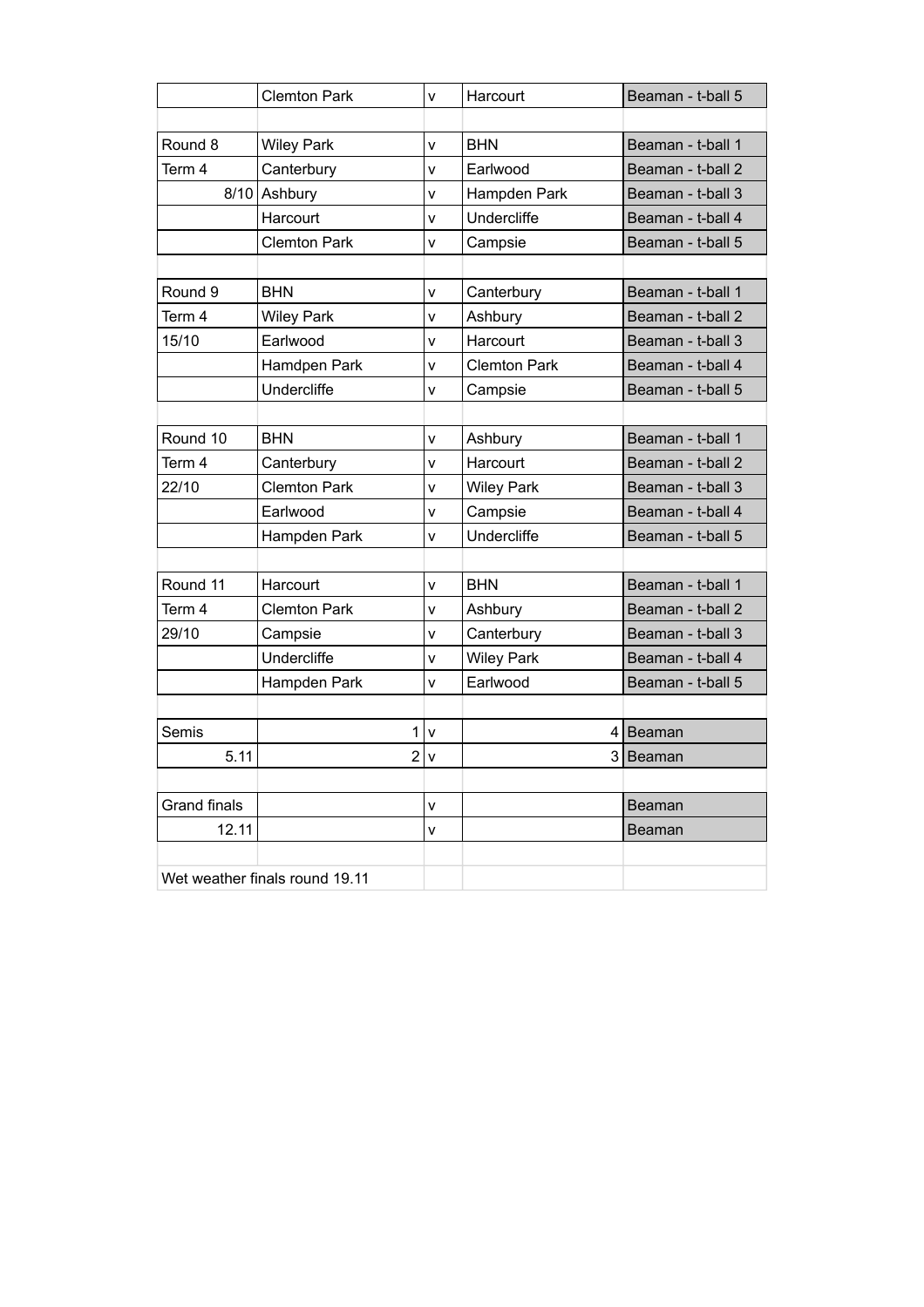| | | | | |
|---|---|---|---|---|
| | Clemton Park | v | Harcourt | Beaman - t-ball 5 |
| | | | | |
| Round 8 | Wiley Park | v | BHN | Beaman - t-ball 1 |
| Term 4 | Canterbury | v | Earlwood | Beaman - t-ball 2 |
| 8/10 | Ashbury | v | Hampden Park | Beaman - t-ball 3 |
| | Harcourt | v | Undercliffe | Beaman - t-ball 4 |
| | Clemton Park | v | Campsie | Beaman - t-ball 5 |
| | | | | |
| Round 9 | BHN | v | Canterbury | Beaman - t-ball 1 |
| Term 4 | Wiley Park | v | Ashbury | Beaman - t-ball 2 |
| 15/10 | Earlwood | v | Harcourt | Beaman - t-ball 3 |
| | Hamdpen Park | v | Clemton Park | Beaman - t-ball 4 |
| | Undercliffe | v | Campsie | Beaman - t-ball 5 |
| | | | | |
| Round 10 | BHN | v | Ashbury | Beaman - t-ball 1 |
| Term 4 | Canterbury | v | Harcourt | Beaman - t-ball 2 |
| 22/10 | Clemton Park | v | Wiley Park | Beaman - t-ball 3 |
| | Earlwood | v | Campsie | Beaman - t-ball 4 |
| | Hampden Park | v | Undercliffe | Beaman - t-ball 5 |
| | | | | |
| Round 11 | Harcourt | v | BHN | Beaman - t-ball 1 |
| Term 4 | Clemton Park | v | Ashbury | Beaman - t-ball 2 |
| 29/10 | Campsie | v | Canterbury | Beaman - t-ball 3 |
| | Undercliffe | v | Wiley Park | Beaman - t-ball 4 |
| | Hampden Park | v | Earlwood | Beaman - t-ball 5 |
| | | | | |
| Semis | 1 | v | 4 | Beaman |
| 5.11 | 2 | v | 3 | Beaman |
| | | | | |
| Grand finals | | v | | Beaman |
| 12.11 | | v | | Beaman |
| | | | | |
| Wet weather finals round 19.11 | | | | |